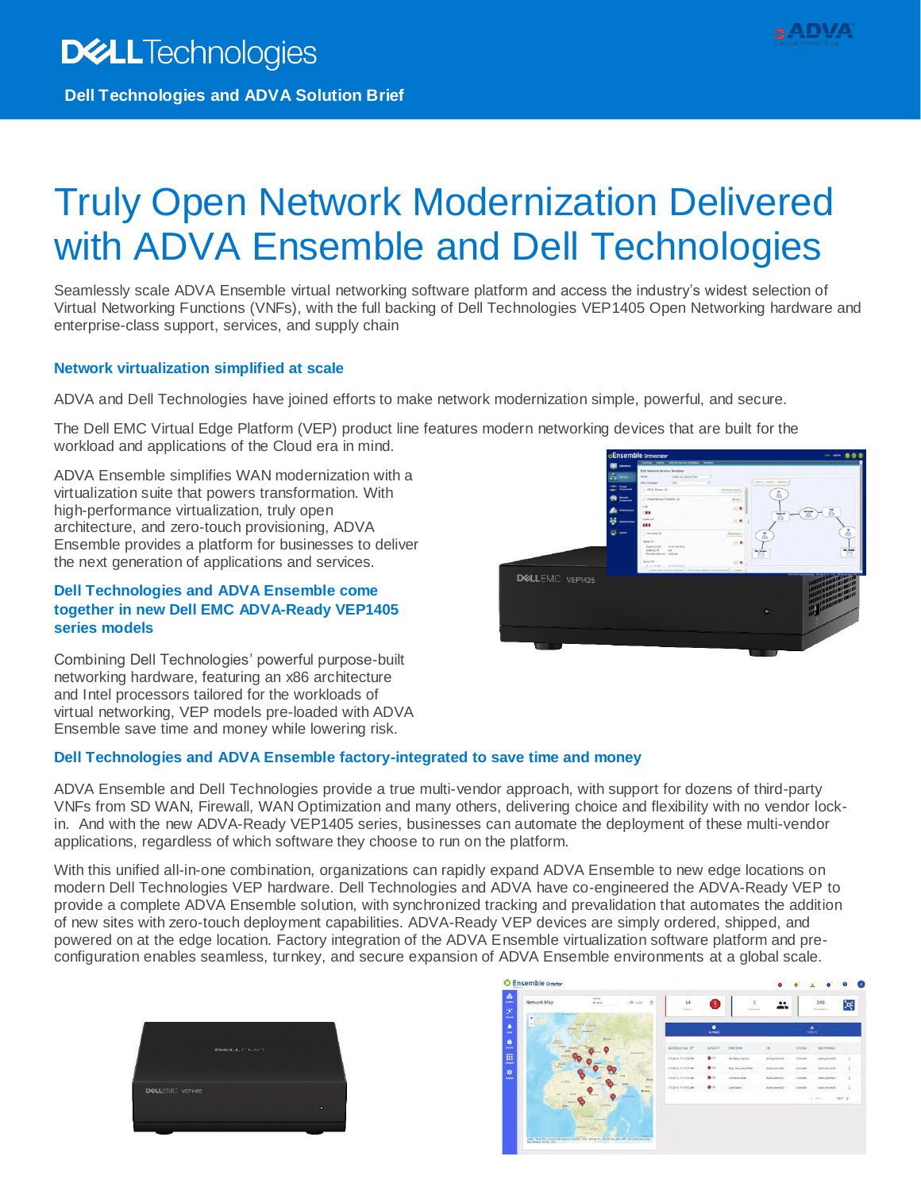**Dell Technologies and ADVA Solution Brief**

# Truly Open Network Modernization Delivered with ADVA Ensemble and Dell Technologies

Seamlessly scale ADVA Ensemble virtual networking software platform and access the industry's widest selection of Virtual Networking Functions (VNFs), with the full backing of Dell Technologies VEP1405 Open Networking hardware and enterprise-class support, services, and supply chain

## Network virtualization simplified at scale

ADVA and Dell Technologies have joined efforts to make network modernization simple, powerful, and secure.

The Dell EMC Virtual Edge Platform (VEP) product line features modern networking devices that are built for the workload and applications of the Cloud era in mind.

ADVA Ensemble simplifies WAN modernization with a virtualization suite that powers transformation. With high-performance virtualization, truly open architecture, and zero-touch provisioning, ADVA Ensemble provides a platform for businesses to deliver the next generation of applications and services.

## Dell Technologies and ADVA Ensemble come together in new Dell EMC ADVA-Ready VEP1405 series models

Combining Dell Technologies' powerful purpose-built networking hardware, featuring an x86 architecture and Intel processors tailored for the workloads of virtual networking, VEP models pre-loaded with ADVA Ensemble save time and money while lowering risk.

## Dell Technologies and ADVA Ensemble factory-integrated to save time and money

ADVA Ensemble and Dell Technologies provide a true multi-vendor approach, with support for dozens of third-party VNFs from SD WAN, Firewall, WAN Optimization and many others, delivering choice and flexibility with no vendor lock-in. And with the new ADVA-Ready VEP1405 series, businesses can automate the deployment of these multi-vendor applications, regardless of which software they choose to run on the platform.

With this unified all-in-one combination, organizations can rapidly expand ADVA Ensemble to new edge locations on modern Dell Technologies VEP hardware. Dell Technologies and ADVA have co-engineered the ADVA-Ready VEP to provide a complete ADVA Ensemble solution, with synchronized tracking and prevalidation that automates the addition of new sites with zero-touch deployment capabilities. ADVA-Ready VEP devices are simply ordered, shipped, and powered on at the edge location. Factory integration of the ADVA Ensemble virtualization software platform and pre-configuration enables seamless, turnkey, and secure expansion of ADVA Ensemble environments at a global scale.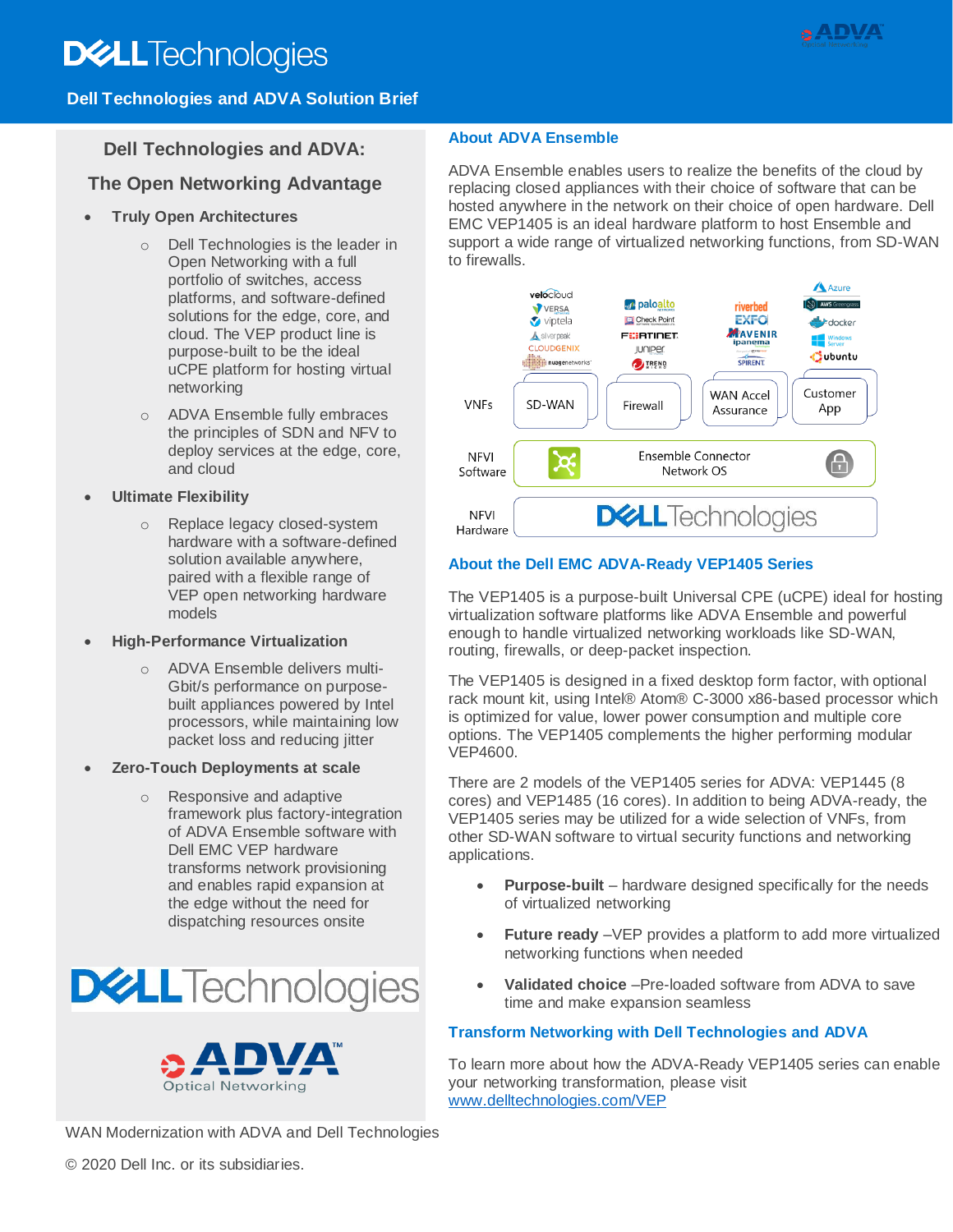## Dell Technologies and ADVA Solution Brief

### Dell Technologies and ADVA: The Open Networking Advantage

- **Truly Open Architectures**
  - Dell Technologies is the leader in Open Networking with a full portfolio of switches, access platforms, and software-defined solutions for the edge, core, and cloud. The VEP product line is purpose-built to be the ideal uCPE platform for hosting virtual networking
  - ADVA Ensemble fully embraces the principles of SDN and NFV to deploy services at the edge, core, and cloud
- **Ultimate Flexibility**
  - Replace legacy closed-system hardware with a software-defined solution available anywhere, paired with a flexible range of VEP open networking hardware models
- **High-Performance Virtualization**
  - ADVA Ensemble delivers multi-Gbit/s performance on purpose-built appliances powered by Intel processors, while maintaining low packet loss and reducing jitter
- **Zero-Touch Deployments at scale**
  - Responsive and adaptive framework plus factory-integration of ADVA Ensemble software with Dell EMC VEP hardware transforms network provisioning and enables rapid expansion at the edge without the need for dispatching resources onsite

### About ADVA Ensemble

ADVA Ensemble enables users to realize the benefits of the cloud by replacing closed appliances with their choice of software that can be hosted anywhere in the network on their choice of open hardware. Dell EMC VEP1405 is an ideal hardware platform to host Ensemble and support a wide range of virtualized networking functions, from SD-WAN to firewalls.

VNFs: SD-WAN, Firewall, WAN Accel Assurance, Customer App

NFVI Software: Ensemble Connector Network OS

NFVI Hardware: Dell Technologies

### About the Dell EMC ADVA-Ready VEP1405 Series

The VEP1405 is a purpose-built Universal CPE (uCPE) ideal for hosting virtualization software platforms like ADVA Ensemble and powerful enough to handle virtualized networking workloads like SD-WAN, routing, firewalls, or deep-packet inspection.

The VEP1405 is designed in a fixed desktop form factor, with optional rack mount kit, using Intel® Atom® C-3000 x86-based processor which is optimized for value, lower power consumption and multiple core options. The VEP1405 complements the higher performing modular VEP4600.

There are 2 models of the VEP1405 series for ADVA: VEP1445 (8 cores) and VEP1485 (16 cores). In addition to being ADVA-ready, the VEP1405 series may be utilized for a wide selection of VNFs, from other SD-WAN software to virtual security functions and networking applications.

- **Purpose-built** – hardware designed specifically for the needs of virtualized networking
- **Future ready** –VEP provides a platform to add more virtualized networking functions when needed
- **Validated choice** –Pre-loaded software from ADVA to save time and make expansion seamless

### Transform Networking with Dell Technologies and ADVA

To learn more about how the ADVA-Ready VEP1405 series can enable your networking transformation, please visit www.delltechnologies.com/VEP

WAN Modernization with ADVA and Dell Technologies

© 2020 Dell Inc. or its subsidiaries.